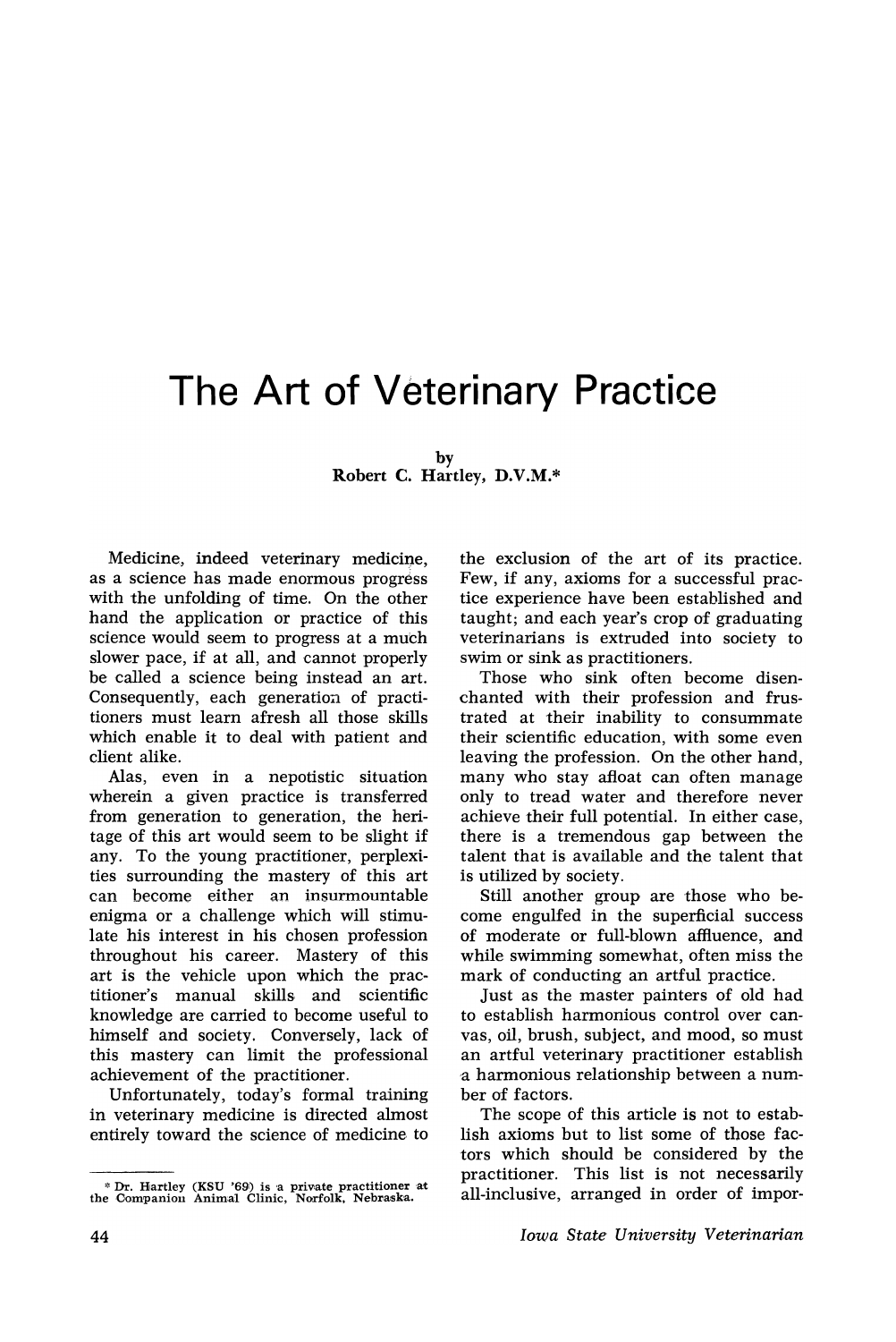# The Art of Veterinary Practice

by
Robert C. Hartley, D.V.M.*

Medicine, indeed veterinary medicine, as a science has made enormous progress with the unfolding of time. On the other hand the application or practice of this science would seem to progress at a much slower pace, if at all, and cannot properly be called a science being instead an art. Consequently, each generation of practitioners must learn afresh all those skills which enable it to deal with patient and client alike.

Alas, even in a nepotistic situation wherein a given practice is transferred from generation to generation, the heritage of this art would seem to be slight if any. To the young practitioner, perplexities surrounding the mastery of this art can become either an insurmountable enigma or a challenge which will stimulate his interest in his chosen profession throughout his career. Mastery of this art is the vehicle upon which the practitioner's manual skills and scientific knowledge are carried to become useful to himself and society. Conversely, lack of this mastery can limit the professional achievement of the practitioner.

Unfortunately, today's formal training in veterinary medicine is directed almost entirely toward the science of medicine to the exclusion of the art of its practice. Few, if any, axioms for a successful practice experience have been established and taught; and each year's crop of graduating veterinarians is extruded into society to swim or sink as practitioners.

Those who sink often become disenchanted with their profession and frustrated at their inability to consummate their scientific education, with some even leaving the profession. On the other hand, many who stay afloat can often manage only to tread water and therefore never achieve their full potential. In either case, there is a tremendous gap between the talent that is available and the talent that is utilized by society.

Still another group are those who become engulfed in the superficial success of moderate or full-blown affluence, and while swimming somewhat, often miss the mark of conducting an artful practice.

Just as the master painters of old had to establish harmonious control over canvas, oil, brush, subject, and mood, so must an artful veterinary practitioner establish a harmonious relationship between a number of factors.

The scope of this article is not to establish axioms but to list some of those factors which should be considered by the practitioner. This list is not necessarily all-inclusive, arranged in order of impor-

\* Dr. Hartley (KSU '69) is a private practitioner at the Companion Animal Clinic, Norfolk, Nebraska.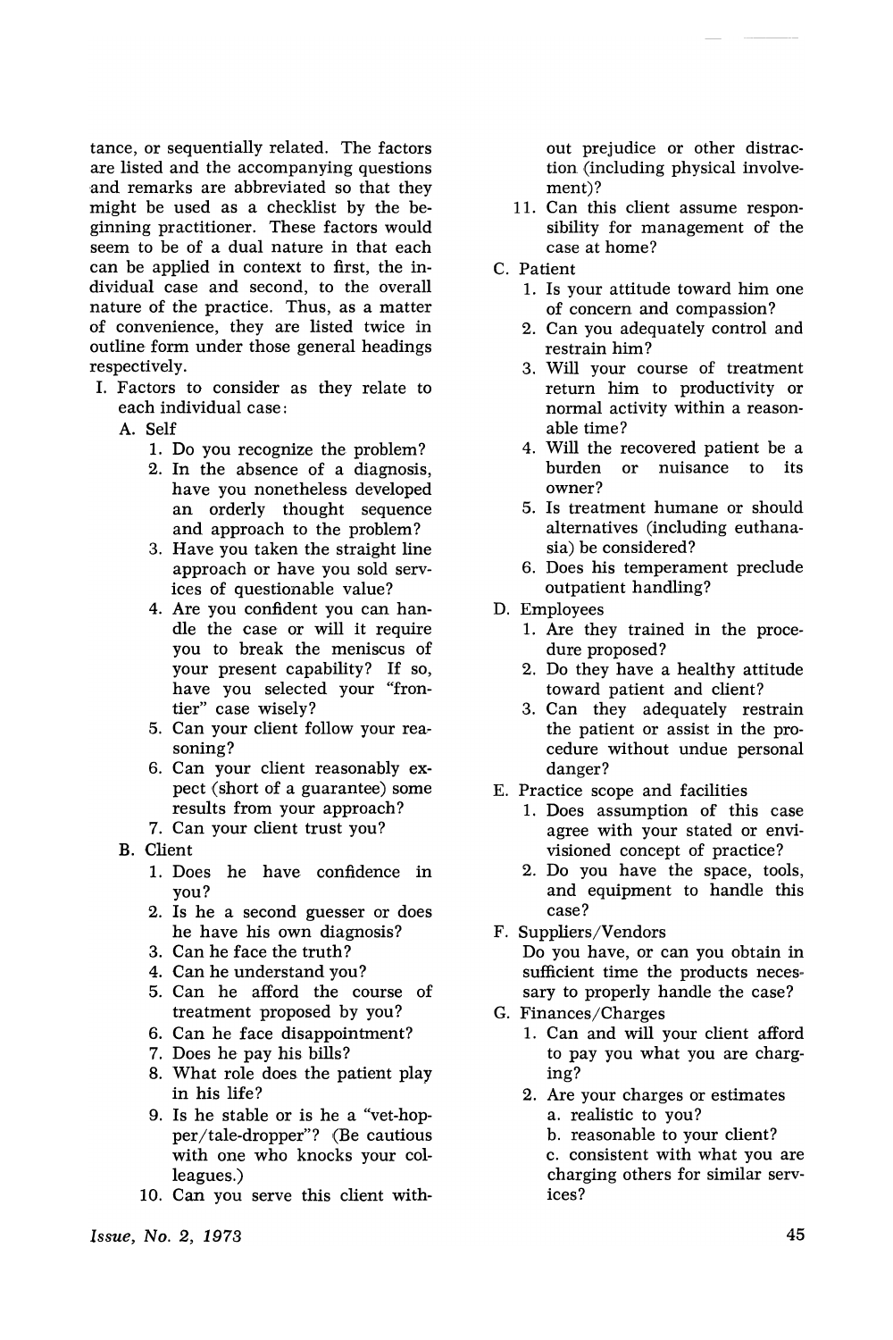tance, or sequentially related. The factors are listed and the accompanying questions and remarks are abbreviated so that they might be used as a checklist by the beginning practitioner. These factors would seem to be of a dual nature in that each can be applied in context to first, the individual case and second, to the overall nature of the practice. Thus, as a matter of convenience, they are listed twice in outline form under those general headings respectively.

I. Factors to consider as they relate to each individual case:
   - A. Self
     1. Do you recognize the problem?
     2. In the absence of a diagnosis, have you nonetheless developed an orderly thought sequence and approach to the problem?
     3. Have you taken the straight line approach or have you sold services of questionable value?
     4. Are you confident you can handle the case or will it require you to break the meniscus of your present capability? If so, have you selected your "frontier" case wisely?
     5. Can your client follow your reasoning?
     6. Can your client reasonably expect (short of a guarantee) some results from your approach?
     7. Can your client trust you?
   - B. Client
     1. Does he have confidence in you?
     2. Is he a second guesser or does he have his own diagnosis?
     3. Can he face the truth?
     4. Can he understand you?
     5. Can he afford the course of treatment proposed by you?
     6. Can he face disappointment?
     7. Does he pay his bills?
     8. What role does the patient play in his life?
     9. Is he stable or is he a "vet-hopper/tale-dropper"? (Be cautious with one who knocks your colleagues.)
     10. Can you serve this client without prejudice or other distraction (including physical involvement)?
     11. Can this client assume responsibility for management of the case at home?
   - C. Patient
     1. Is your attitude toward him one of concern and compassion?
     2. Can you adequately control and restrain him?
     3. Will your course of treatment return him to productivity or normal activity within a reasonable time?
     4. Will the recovered patient be a burden or nuisance to its owner?
     5. Is treatment humane or should alternatives (including euthanasia) be considered?
     6. Does his temperament preclude outpatient handling?
   - D. Employees
     1. Are they trained in the procedure proposed?
     2. Do they have a healthy attitude toward patient and client?
     3. Can they adequately restrain the patient or assist in the procedure without undue personal danger?
   - E. Practice scope and facilities
     1. Does assumption of this case agree with your stated or envisioned concept of practice?
     2. Do you have the space, tools, and equipment to handle this case?
   - F. Suppliers/Vendors

     Do you have, or can you obtain in sufficient time the products necessary to properly handle the case?
   - G. Finances/Charges
     1. Can and will your client afford to pay you what you are charging?
     2. Are your charges or estimates
        - a. realistic to you?
        - b. reasonable to your client?
        - c. consistent with what you are charging others for similar services?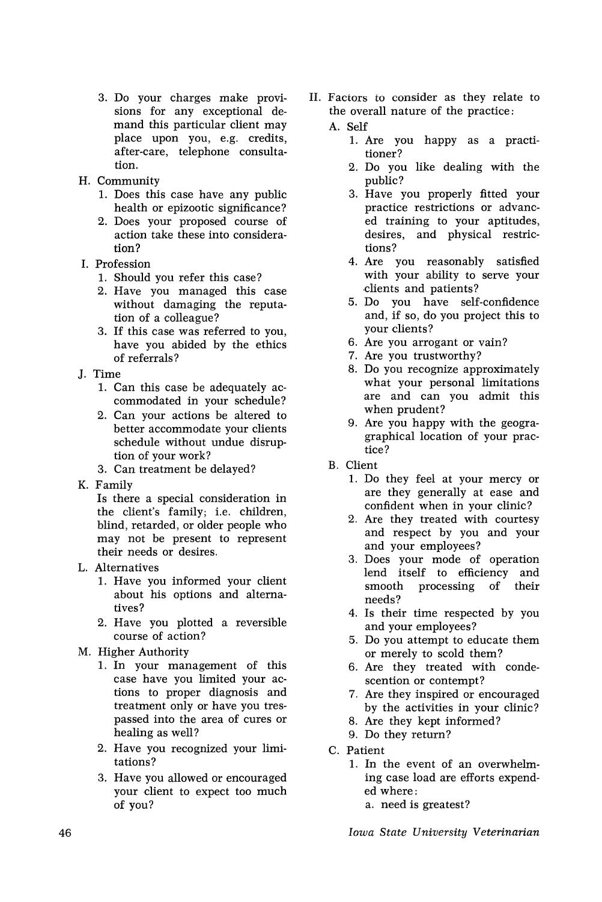3. Do your charges make provisions for any exceptional demand this particular client may place upon you, e.g. credits, after-care, telephone consultation.

H. Community
   1. Does this case have any public health or epizootic significance?
   2. Does your proposed course of action take these into consideration?

I. Profession
   1. Should you refer this case?
   2. Have you managed this case without damaging the reputation of a colleague?
   3. If this case was referred to you, have you abided by the ethics of referrals?

J. Time
   1. Can this case be adequately accommodated in your schedule?
   2. Can your actions be altered to better accommodate your clients schedule without undue disruption of your work?
   3. Can treatment be delayed?

K. Family

   Is there a special consideration in the client's family; i.e. children, blind, retarded, or older people who may not be present to represent their needs or desires.

L. Alternatives
   1. Have you informed your client about his options and alternatives?
   2. Have you plotted a reversible course of action?

M. Higher Authority
   1. In your management of this case have you limited your actions to proper diagnosis and treatment only or have you trespassed into the area of cures or healing as well?
   2. Have you recognized your limitations?
   3. Have you allowed or encouraged your client to expect too much of you?

II. Factors to consider as they relate to the overall nature of the practice:

A. Self
   1. Are you happy as a practitioner?
   2. Do you like dealing with the public?
   3. Have you properly fitted your practice restrictions or advanced training to your aptitudes, desires, and physical restrictions?
   4. Are you reasonably satisfied with your ability to serve your clients and patients?
   5. Do you have self-confidence and, if so, do you project this to your clients?
   6. Are you arrogant or vain?
   7. Are you trustworthy?
   8. Do you recognize approximately what your personal limitations are and can you admit this when prudent?
   9. Are you happy with the geograpraphical location of your practice?

B. Client
   1. Do they feel at your mercy or are they generally at ease and confident when in your clinic?
   2. Are they treated with courtesy and respect by you and your and your employees?
   3. Does your mode of operation lend itself to efficiency and smooth processing of their needs?
   4. Is their time respected by you and your employees?
   5. Do you attempt to educate them or merely to scold them?
   6. Are they treated with condescention or contempt?
   7. Are they inspired or encouraged by the activities in your clinic?
   8. Are they kept informed?
   9. Do they return?

C. Patient
   1. In the event of an overwhelming case load are efforts expended where:
      a. need is greatest?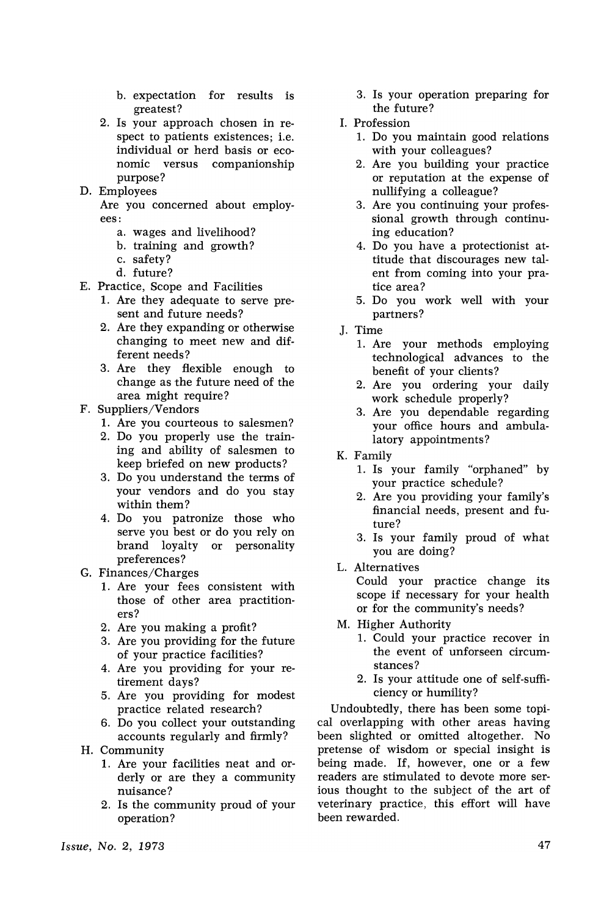b. expectation for results is greatest?

2. Is your approach chosen in respect to patients existences; i.e. individual or herd basis or economic versus companionship purpose?

D. Employees

Are you concerned about employees:

a. wages and livelihood?
b. training and growth?
c. safety?
d. future?

E. Practice, Scope and Facilities

1. Are they adequate to serve present and future needs?
2. Are they expanding or otherwise changing to meet new and different needs?
3. Are they flexible enough to change as the future need of the area might require?

F. Suppliers/Vendors

1. Are you courteous to salesmen?
2. Do you properly use the training and ability of salesmen to keep briefed on new products?
3. Do you understand the terms of your vendors and do you stay within them?
4. Do you patronize those who serve you best or do you rely on brand loyalty or personality preferences?

G. Finances/Charges

1. Are your fees consistent with those of other area practitioners?
2. Are you making a profit?
3. Are you providing for the future of your practice facilities?
4. Are you providing for your retirement days?
5. Are you providing for modest practice related research?
6. Do you collect your outstanding accounts regularly and firmly?

H. Community

1. Are your facilities neat and orderly or are they a community nuisance?
2. Is the community proud of your operation?
3. Is your operation preparing for the future?

I. Profession

1. Do you maintain good relations with your colleagues?
2. Are you building your practice or reputation at the expense of nullifying a colleague?
3. Are you continuing your professional growth through continuing education?
4. Do you have a protectionist attitude that discourages new talent from coming into your pratice area?
5. Do you work well with your partners?

J. Time

1. Are your methods employing technological advances to the benefit of your clients?
2. Are you ordering your daily work schedule properly?
3. Are you dependable regarding your office hours and ambulalatory appointments?

K. Family

1. Is your family "orphaned" by your practice schedule?
2. Are you providing your family's financial needs, present and future?
3. Is your family proud of what you are doing?

L. Alternatives

Could your practice change its scope if necessary for your health or for the community's needs?

M. Higher Authority

1. Could your practice recover in the event of unforseen circumstances?
2. Is your attitude one of self-sufficiency or humility?

Undoubtedly, there has been some topical overlapping with other areas having been slighted or omitted altogether. No pretense of wisdom or special insight is being made. If, however, one or a few readers are stimulated to devote more serious thought to the subject of the art of veterinary practice, this effort will have been rewarded.